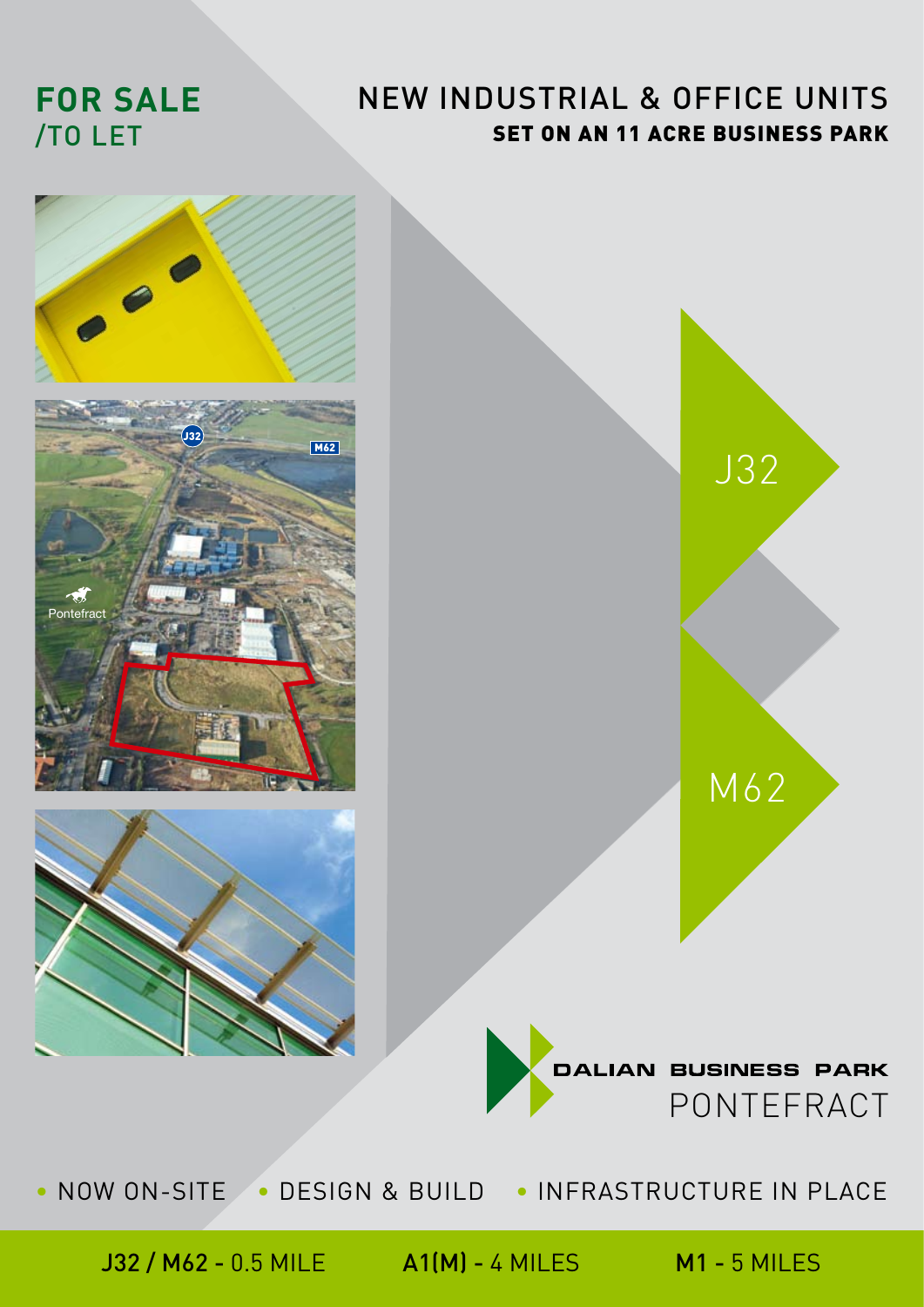**FOR SALE**
/TO LET

# NEW INDUSTRIAL & OFFICE UNITS

**SET ON AN 11 ACRE BUSINESS PARK**

J32

M62

**DALIAN BUSINESS PARK**
PONTEFRACT

- NOW ON-SITE
- DESIGN & BUILD
- INFRASTRUCTURE IN PLACE

**J32 / M62 -** 0.5 MILE **A1(M) -** 4 MILES **M1 -** 5 MILES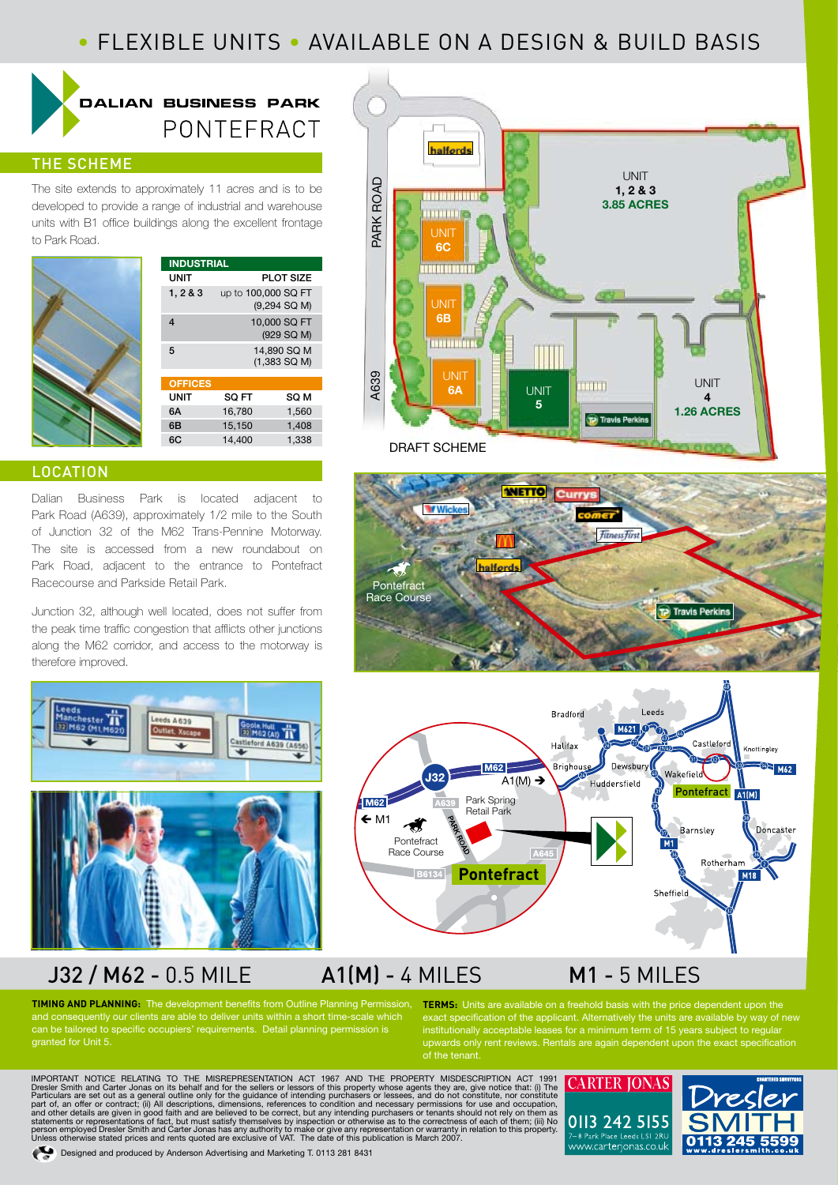# • FLEXIBLE UNITS • AVAILABLE ON A DESIGN & BUILD BASIS

## DALIAN BUSINESS PARK
## PONTEFRACT

## THE SCHEME

The site extends to approximately 11 acres and is to be developed to provide a range of industrial and warehouse units with B1 office buildings along the excellent frontage to Park Road.

| INDUSTRIAL | |
|---|---|
| UNIT | PLOT SIZE |
| 1, 2 & 3 | up to 100,000 SQ FT (9,294 SQ M) |
| 4 | 10,000 SQ FT (929 SQ M) |
| 5 | 14,890 SQ M (1,383 SQ M) |

| OFFICES | | |
|---|---|---|
| UNIT | SQ FT | SQ M |
| 6A | 16,780 | 1,560 |
| 6B | 15,150 | 1,408 |
| 6C | 14,400 | 1,338 |

UNIT 1, 2 & 3
3.85 ACRES

UNIT 6C

UNIT 6B

UNIT 6A

UNIT 5

UNIT 4
1.26 ACRES

PARK ROAD

A639

DRAFT SCHEME

## LOCATION

Dalian Business Park is located adjacent to Park Road (A639), approximately 1/2 mile to the South of Junction 32 of the M62 Trans-Pennine Motorway. The site is accessed from a new roundabout on Park Road, adjacent to the entrance to Pontefract Racecourse and Parkside Retail Park.

Junction 32, although well located, does not suffer from the peak time traffic congestion that afflicts other junctions along the M62 corridor, and access to the motorway is therefore improved.

Pontefract Race Course

## J32 / M62 - 0.5 MILE &nbsp;&nbsp;&nbsp; A1(M) - 4 MILES &nbsp;&nbsp;&nbsp; M1 - 5 MILES

**TIMING AND PLANNING:** The development benefits from Outline Planning Permission, and consequently our clients are able to deliver units within a short time-scale which can be tailored to specific occupiers' requirements. Detail planning permission is granted for Unit 5.

**TERMS:** Units are available on a freehold basis with the price dependent upon the exact specification of the applicant. Alternatively the units are available by way of new institutionally acceptable leases for a minimum term of 15 years subject to regular upwards only rent reviews. Rentals are again dependent upon the exact specification of the tenant.

IMPORTANT NOTICE RELATING TO THE MISREPRESENTATION ACT 1967 AND THE PROPERTY MISDESCRIPTION ACT 1991 Dresler Smith and Carter Jonas on its behalf and for the sellers or lessors of this property whose agents they are, give notice that: (i) The Particulars are set out as a general outline only for the guidance of intending purchasers or lessees, and do not constitute, nor constitute part of, an offer or contract; (ii) All descriptions, dimensions, references to condition and necessary permissions for use and occupation, and other details are given in good faith and are believed to be correct, but any intending purchasers or tenants should not rely on them as statements or representations of fact, but must satisfy themselves by inspection or otherwise as to the correctness of each of them; (iii) No person employed Dresler Smith and Carter Jonas has any authority to make or give any representation or warranty in relation to this property. Unless otherwise stated prices and rents quoted are exclusive of VAT. The date of this publication is March 2007.

Designed and produced by Anderson Advertising and Marketing T. 0113 281 8431

CARTER JONAS
0113 242 5155
7-8 Park Place Leeds LS1 2RU
www.carterjonas.co.uk

CHARTERED SURVEYORS
Dresler SMITH
0113 245 5599
www.dreslersmith.co.uk